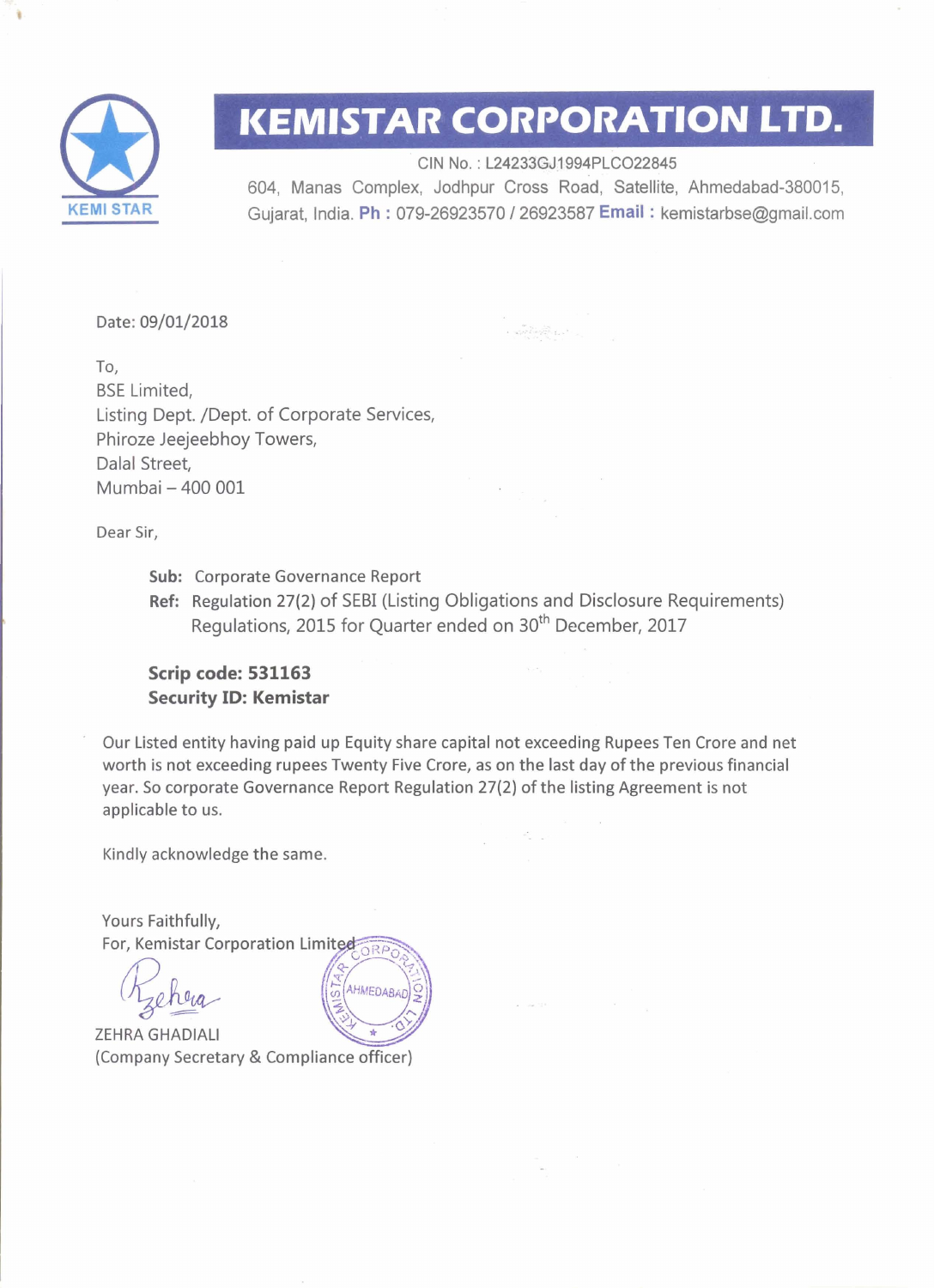# KEMISTAR CORPORATION LTD.

KEMI STAR

CIN No. : L24233GJ1994PLCO22845
604, Manas Complex, Jodhpur Cross Road, Satellite, Ahmedabad-380015, Gujarat, India. **Ph :** 079-26923570 / 26923587 **Email :** kemistarbse@gmail.com

Date: 09/01/2018

To,
BSE Limited,
Listing Dept. /Dept. of Corporate Services,
Phiroze Jeejeebhoy Towers,
Dalal Street,
Mumbai – 400 001

Dear Sir,

**Sub:** Corporate Governance Report
**Ref:** Regulation 27(2) of SEBI (Listing Obligations and Disclosure Requirements) Regulations, 2015 for Quarter ended on 30th December, 2017

**Scrip code: 531163**
**Security ID: Kemistar**

Our Listed entity having paid up Equity share capital not exceeding Rupees Ten Crore and net worth is not exceeding rupees Twenty Five Crore, as on the last day of the previous financial year. So corporate Governance Report Regulation 27(2) of the listing Agreement is not applicable to us.

Kindly acknowledge the same.

Yours Faithfully,
For, Kemistar Corporation Limited

ZEHRA GHADIALI
(Company Secretary & Compliance officer)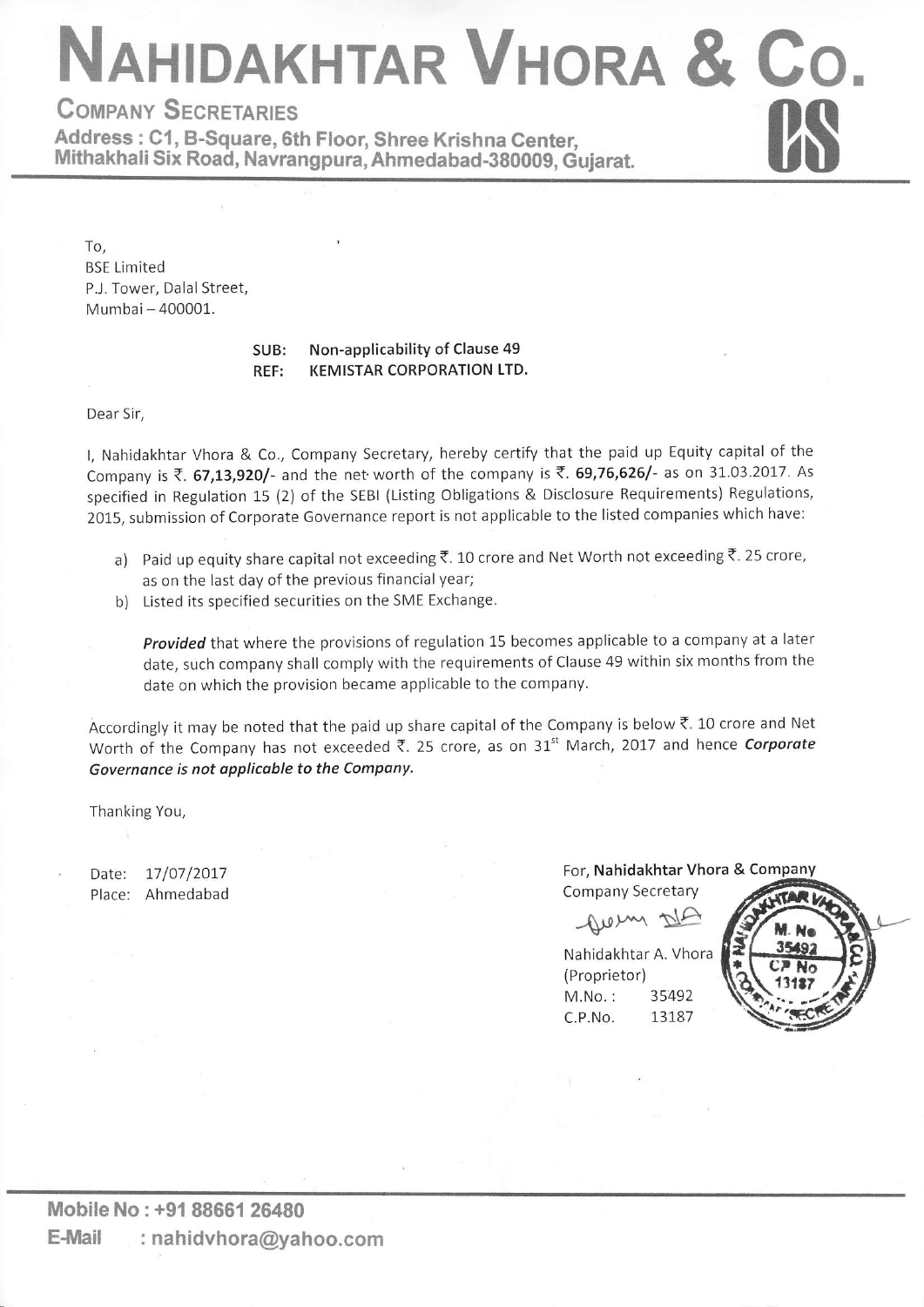# NAHIDAKHTAR VHORA & CO.

**COMPANY SECRETARIES**

**Address : C1, B-Square, 6th Floor, Shree Krishna Center, Mithakhali Six Road, Navrangpura, Ahmedabad-380009, Gujarat.**

To,
BSE Limited
P.J. Tower, Dalal Street,
Mumbai – 400001.

**SUB: Non-applicability of Clause 49**
**REF: KEMISTAR CORPORATION LTD.**

Dear Sir,

I, Nahidakhtar Vhora & Co., Company Secretary, hereby certify that the paid up Equity capital of the Company is ₹. **67,13,920/-** and the net worth of the company is ₹. **69,76,626/-** as on 31.03.2017. As specified in Regulation 15 (2) of the SEBI (Listing Obligations & Disclosure Requirements) Regulations, 2015, submission of Corporate Governance report is not applicable to the listed companies which have:

a) Paid up equity share capital not exceeding ₹. 10 crore and Net Worth not exceeding ₹. 25 crore, as on the last day of the previous financial year;
b) Listed its specified securities on the SME Exchange.

***Provided*** that where the provisions of regulation 15 becomes applicable to a company at a later date, such company shall comply with the requirements of Clause 49 within six months from the date on which the provision became applicable to the company.

Accordingly it may be noted that the paid up share capital of the Company is below ₹. 10 crore and Net Worth of the Company has not exceeded ₹. 25 crore, as on 31st March, 2017 and hence ***Corporate Governance is not applicable to the Company.***

Thanking You,

Date: 17/07/2017
Place: Ahmedabad

For, **Nahidakhtar Vhora & Company**
Company Secretary

Nahidakhtar A. Vhora
(Proprietor)
M.No.: 35492
C.P.No. 13187

**Mobile No : +91 88661 26480**
**E-Mail : nahidvhora@yahoo.com**